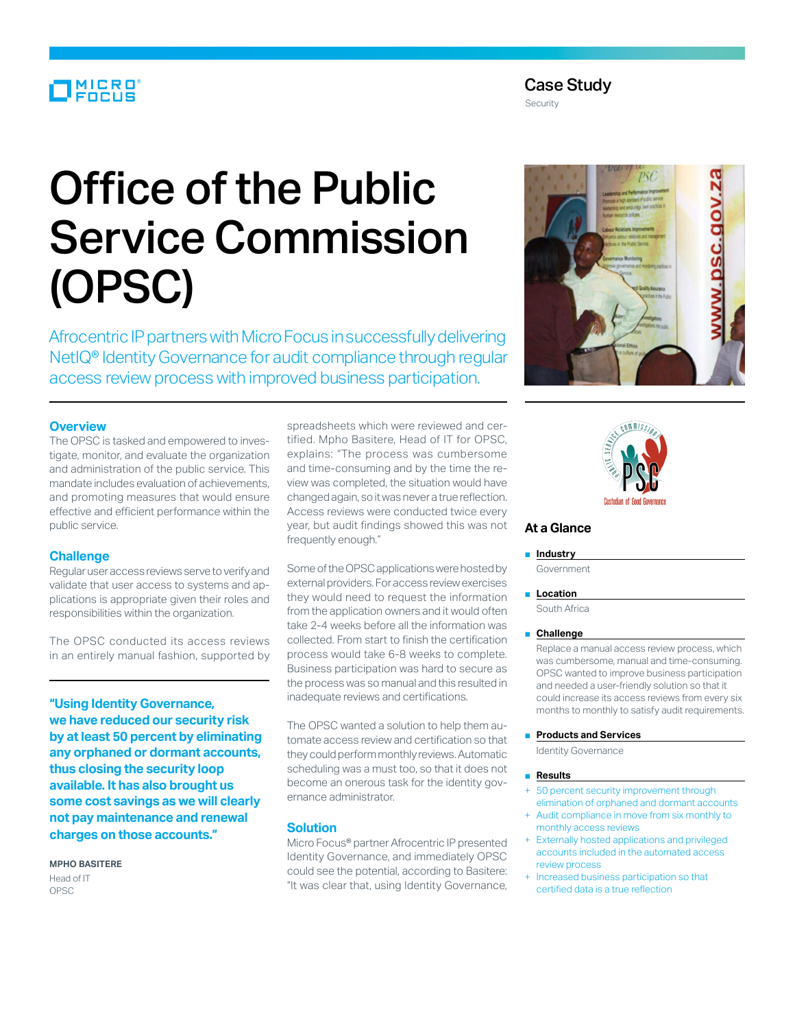Case Study

Security

# Office of the Public Service Commission (OPSC)

Afrocentric IP partners with Micro Focus in successfully delivering NetIQ® Identity Governance for audit compliance through regular access review process with improved business participation.

## Overview

The OPSC is tasked and empowered to investigate, monitor, and evaluate the organization and administration of the public service. This mandate includes evaluation of achievements, and promoting measures that would ensure effective and efficient performance within the public service.

## Challenge

Regular user access reviews serve to verify and validate that user access to systems and applications is appropriate given their roles and responsibilities within the organization.

The OPSC conducted its access reviews in an entirely manual fashion, supported by spreadsheets which were reviewed and certified. Mpho Basitere, Head of IT for OPSC, explains: "The process was cumbersome and time-consuming and by the time the review was completed, the situation would have changed again, so it was never a true reflection. Access reviews were conducted twice every year, but audit findings showed this was not frequently enough."

Some of the OPSC applications were hosted by external providers. For access review exercises they would need to request the information from the application owners and it would often take 2-4 weeks before all the information was collected. From start to finish the certification process would take 6-8 weeks to complete. Business participation was hard to secure as the process was so manual and this resulted in inadequate reviews and certifications.

The OPSC wanted a solution to help them automate access review and certification so that they could perform monthly reviews. Automatic scheduling was a must too, so that it does not become an onerous task for the identity governance administrator.

**"Using Identity Governance, we have reduced our security risk by at least 50 percent by eliminating any orphaned or dormant accounts, thus closing the security loop available. It has also brought us some cost savings as we will clearly not pay maintenance and renewal charges on those accounts."**

**MPHO BASITERE**
Head of IT
OPSC

## Solution

Micro Focus® partner Afrocentric IP presented Identity Governance, and immediately OPSC could see the potential, according to Basitere: "It was clear that, using Identity Governance,

## At a Glance

**Industry**

Government

**Location**

South Africa

**Challenge**

Replace a manual access review process, which was cumbersome, manual and time-consuming. OPSC wanted to improve business participation and needed a user-friendly solution so that it could increase its access reviews from every six months to monthly to satisfy audit requirements.

**Products and Services**

Identity Governance

**Results**

- 50 percent security improvement through elimination of orphaned and dormant accounts
- Audit compliance in move from six monthly to monthly access reviews
- Externally hosted applications and privileged accounts included in the automated access review process
- Increased business participation so that certified data is a true reflection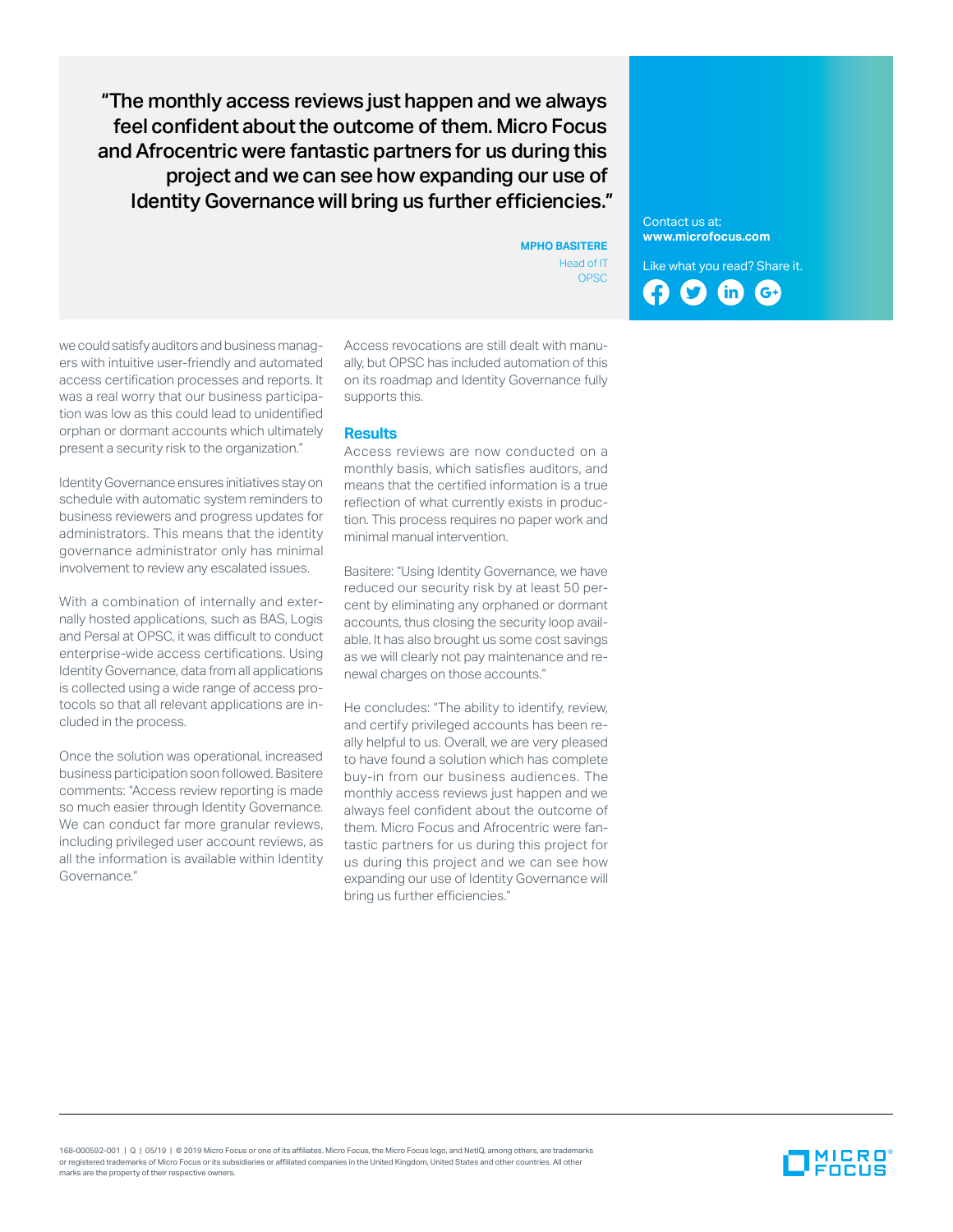> "The monthly access reviews just happen and we always feel confident about the outcome of them. Micro Focus and Afrocentric were fantastic partners for us during this project and we can see how expanding our use of Identity Governance will bring us further efficiencies."
>
> **MPHO BASITERE**
> Head of IT
> OPSC

Contact us at:
**www.microfocus.com**

Like what you read? Share it.

we could satisfy auditors and business managers with intuitive user-friendly and automated access certification processes and reports. It was a real worry that our business participation was low as this could lead to unidentified orphan or dormant accounts which ultimately present a security risk to the organization."

Identity Governance ensures initiatives stay on schedule with automatic system reminders to business reviewers and progress updates for administrators. This means that the identity governance administrator only has minimal involvement to review any escalated issues.

With a combination of internally and externally hosted applications, such as BAS, Logis and Persal at OPSC, it was difficult to conduct enterprise-wide access certifications. Using Identity Governance, data from all applications is collected using a wide range of access protocols so that all relevant applications are included in the process.

Once the solution was operational, increased business participation soon followed. Basitere comments: "Access review reporting is made so much easier through Identity Governance. We can conduct far more granular reviews, including privileged user account reviews, as all the information is available within Identity Governance."

Access revocations are still dealt with manually, but OPSC has included automation of this on its roadmap and Identity Governance fully supports this.

## Results

Access reviews are now conducted on a monthly basis, which satisfies auditors, and means that the certified information is a true reflection of what currently exists in production. This process requires no paper work and minimal manual intervention.

Basitere: "Using Identity Governance, we have reduced our security risk by at least 50 percent by eliminating any orphaned or dormant accounts, thus closing the security loop available. It has also brought us some cost savings as we will clearly not pay maintenance and renewal charges on those accounts."

He concludes: "The ability to identify, review, and certify privileged accounts has been really helpful to us. Overall, we are very pleased to have found a solution which has complete buy-in from our business audiences. The monthly access reviews just happen and we always feel confident about the outcome of them. Micro Focus and Afrocentric were fantastic partners for us during this project for us during this project and we can see how expanding our use of Identity Governance will bring us further efficiencies."

168-000592-001 | Q | 05/19 | © 2019 Micro Focus or one of its affiliates. Micro Focus, the Micro Focus logo, and NetIQ, among others, are trademarks or registered trademarks of Micro Focus or its subsidiaries or affiliated companies in the United Kingdom, United States and other countries. All other marks are the property of their respective owners.